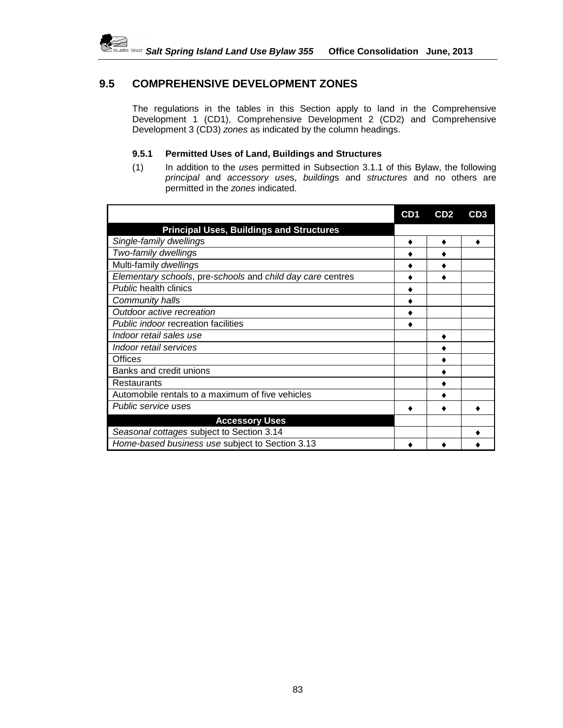## 9.5 COMPREHENSIVE DEVELOPMENT ZONES

The regulations in the tables in this Section apply to land in the Comprehensive Development 1 (CD1), Comprehensive Development 2 (CD2) and Comprehensive Development 3 (CD3) *zones* as indicated by the column headings.

### 9.5.1 Permitted Uses of Land, Buildings and Structures

(1) In addition to the *use*s permitted in Subsection 3.1.1 of this Bylaw, the following *principal* and *accessory use*s, *building*s and *structures* and no others are permitted in the *zones* indicated.

| | CD1 | CD2 | CD3 |
|---|---|---|---|
| **Principal Uses, Buildings and Structures** | | | |
| *Single-family dwelling*s | ♦ | ♦ | ♦ |
| *Two-family dwelling*s | ♦ | ♦ | |
| Multi-family *dwelling*s | ♦ | ♦ | |
| *Elementary schools*, pre-*schools* and *child day care* centres | ♦ | ♦ | |
| *Public* health clinics | ♦ | | |
| *Community hall*s | ♦ | | |
| *Outdoor active recreation* | ♦ | | |
| *Public indoor* recreation facilities | ♦ | | |
| *Indoor retail sales use* | | ♦ | |
| *Indoor retail services* | | ♦ | |
| Offices | | ♦ | |
| Banks and credit unions | | ♦ | |
| Restaurants | | ♦ | |
| Automobile rentals to a maximum of five vehicles | | ♦ | |
| *Public service use*s | ♦ | ♦ | ♦ |
| **Accessory Uses** | | | |
| *Seasonal cottages* subject to Section 3.14 | | | ♦ |
| *Home-based business use* subject to Section 3.13 | ♦ | ♦ | ♦ |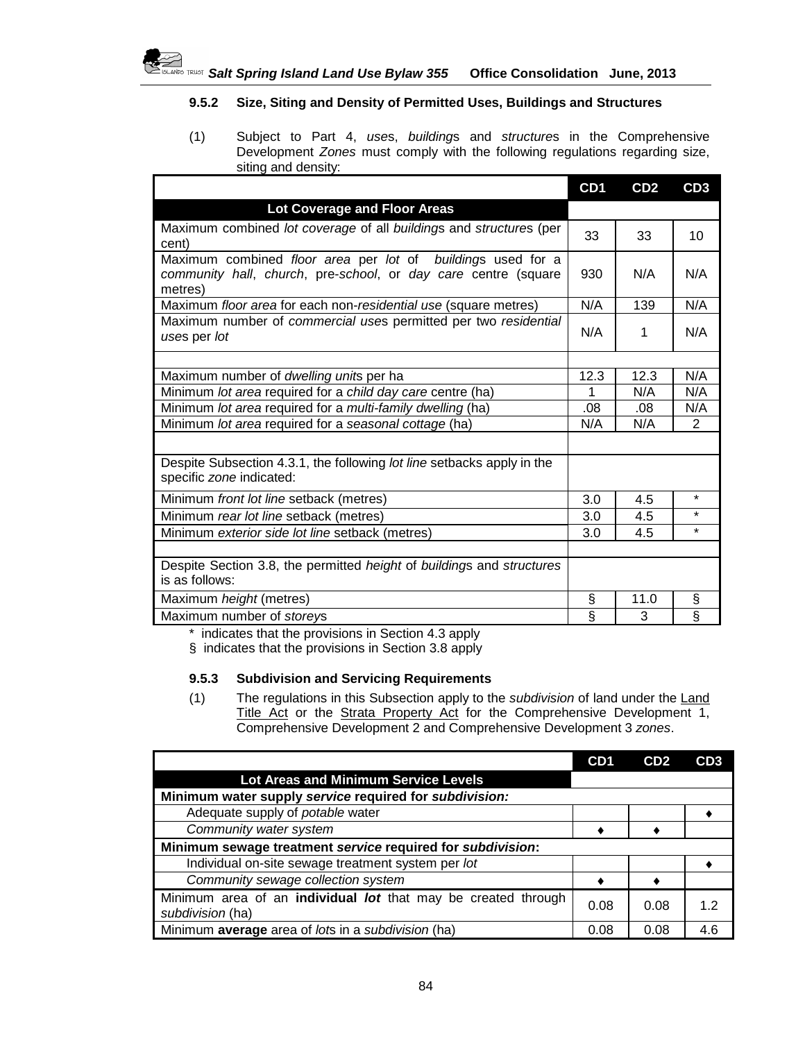#### 9.5.2 Size, Siting and Density of Permitted Uses, Buildings and Structures

(1) Subject to Part 4, *uses*, *buildings* and *structures* in the Comprehensive Development *Zones* must comply with the following regulations regarding size, siting and density:

| | CD1 | CD2 | CD3 |
|---|---|---|---|
| **Lot Coverage and Floor Areas** | | | |
| Maximum combined *lot coverage* of all *buildings* and *structures* (per cent) | 33 | 33 | 10 |
| Maximum combined *floor area* per *lot* of *buildings* used for a *community hall*, *church*, pre-*school*, or *day care* centre (square metres) | 930 | N/A | N/A |
| Maximum *floor area* for each non-*residential use* (square metres) | N/A | 139 | N/A |
| Maximum number of *commercial uses* permitted per two *residential uses* per *lot* | N/A | 1 | N/A |
| | | | |
| Maximum number of *dwelling units* per ha | 12.3 | 12.3 | N/A |
| Minimum *lot area* required for a *child day care* centre (ha) | 1 | N/A | N/A |
| Minimum *lot area* required for a *multi-family dwelling* (ha) | .08 | .08 | N/A |
| Minimum *lot area* required for a *seasonal cottage* (ha) | N/A | N/A | 2 |
| | | | |
| Despite Subsection 4.3.1, the following *lot line* setbacks apply in the specific *zone* indicated: | | | |
| Minimum *front lot line* setback (metres) | 3.0 | 4.5 | * |
| Minimum *rear lot line* setback (metres) | 3.0 | 4.5 | * |
| Minimum *exterior side lot line* setback (metres) | 3.0 | 4.5 | * |
| | | | |
| Despite Section 3.8, the permitted *height* of *buildings* and *structures* is as follows: | | | |
| Maximum *height* (metres) | § | 11.0 | § |
| Maximum number of *storeys* | § | 3 | § |

\* indicates that the provisions in Section 4.3 apply

§ indicates that the provisions in Section 3.8 apply

#### 9.5.3 Subdivision and Servicing Requirements

(1) The regulations in this Subsection apply to the *subdivision* of land under the Land Title Act or the Strata Property Act for the Comprehensive Development 1, Comprehensive Development 2 and Comprehensive Development 3 *zones*.

| | CD1 | CD2 | CD3 |
|---|---|---|---|
| **Lot Areas and Minimum Service Levels** | | | |
| **Minimum water supply *service* required for *subdivision*:** | | | |
| Adequate supply of *potable* water | | | ♦ |
| *Community water system* | ♦ | ♦ | |
| **Minimum sewage treatment *service* required for *subdivision*:** | | | |
| Individual on-site sewage treatment system per *lot* | | | ♦ |
| *Community sewage collection system* | ♦ | ♦ | |
| Minimum area of an **individual *lot*** that may be created through *subdivision* (ha) | 0.08 | 0.08 | 1.2 |
| Minimum **average** area of *lots* in a *subdivision* (ha) | 0.08 | 0.08 | 4.6 |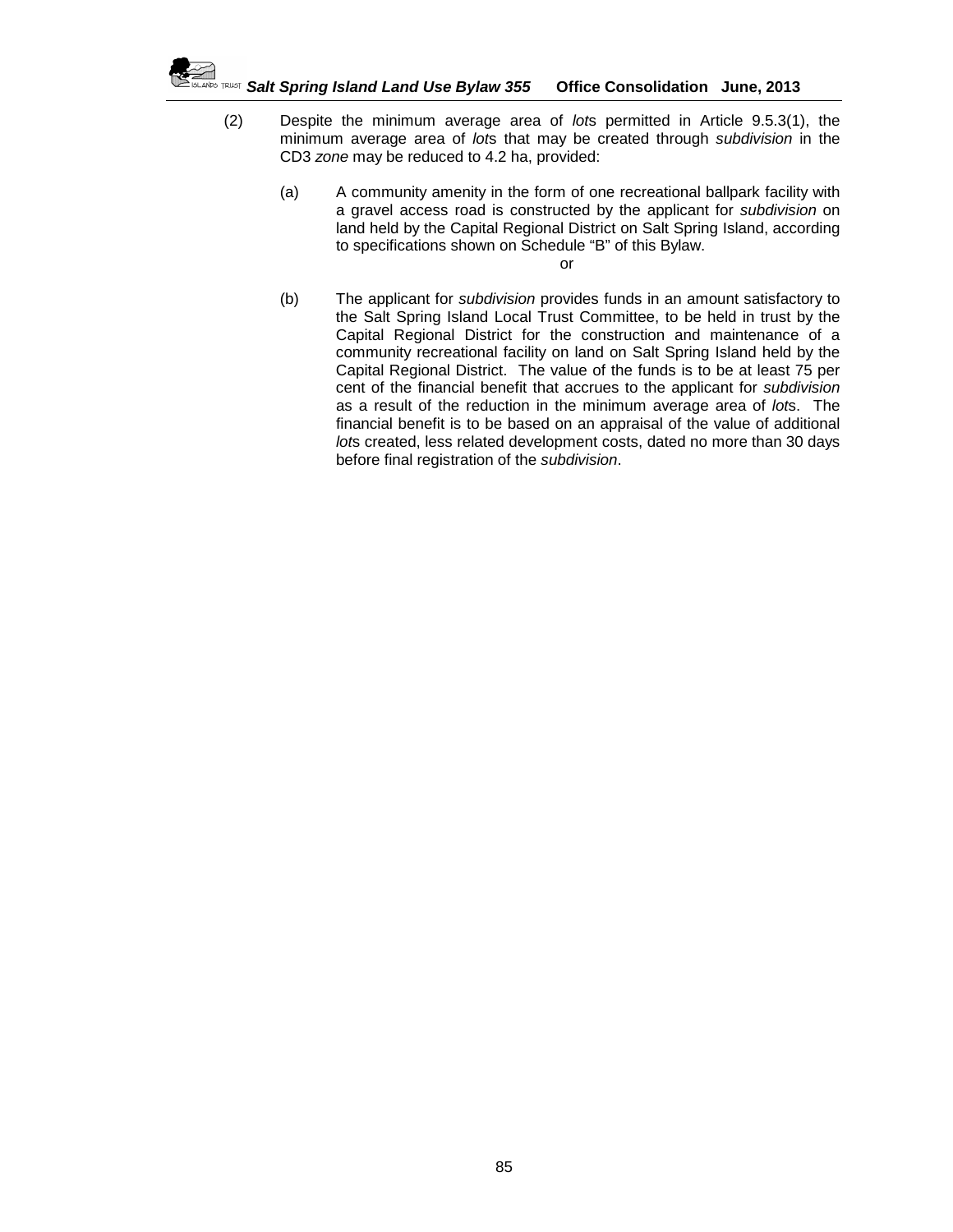(2) Despite the minimum average area of *lot*s permitted in Article 9.5.3(1), the minimum average area of *lot*s that may be created through *subdivision* in the CD3 *zone* may be reduced to 4.2 ha, provided:

(a) A community amenity in the form of one recreational ballpark facility with a gravel access road is constructed by the applicant for *subdivision* on land held by the Capital Regional District on Salt Spring Island, according to specifications shown on Schedule "B" of this Bylaw.

or

(b) The applicant for *subdivision* provides funds in an amount satisfactory to the Salt Spring Island Local Trust Committee, to be held in trust by the Capital Regional District for the construction and maintenance of a community recreational facility on land on Salt Spring Island held by the Capital Regional District. The value of the funds is to be at least 75 per cent of the financial benefit that accrues to the applicant for *subdivision* as a result of the reduction in the minimum average area of *lot*s. The financial benefit is to be based on an appraisal of the value of additional *lot*s created, less related development costs, dated no more than 30 days before final registration of the *subdivision*.